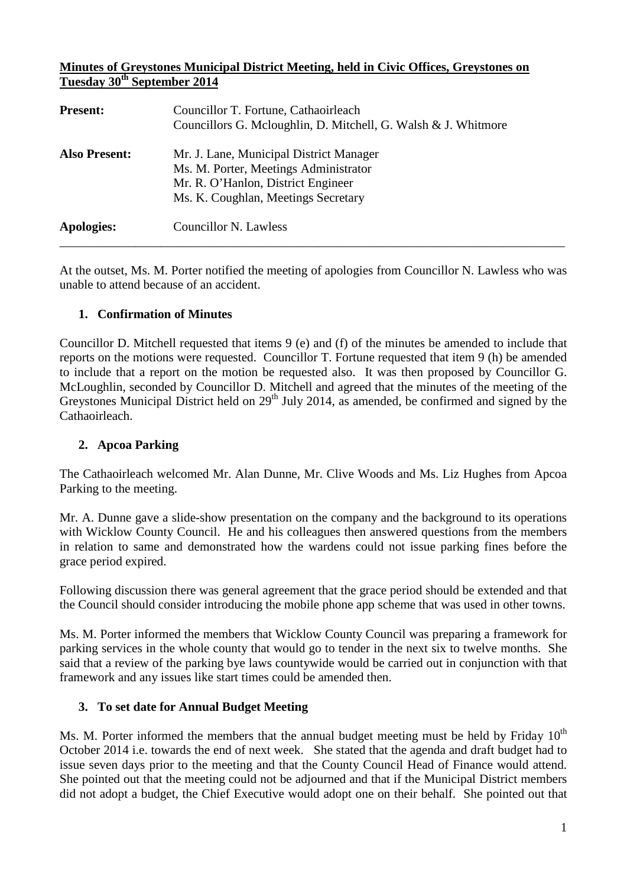**Minutes of Greystones Municipal District Meeting, held in Civic Offices, Greystones on Tuesday 30th September 2014**

| | |
|---|---|
| **Present:** | Councillor T. Fortune, Cathaoirleach<br>Councillors G. Mcloughlin, D. Mitchell, G. Walsh & J. Whitmore |
| **Also Present:** | Mr. J. Lane, Municipal District Manager<br>Ms. M. Porter, Meetings Administrator<br>Mr. R. O'Hanlon, District Engineer<br>Ms. K. Coughlan, Meetings Secretary |
| **Apologies:** | Councillor N. Lawless |

---

At the outset, Ms. M. Porter notified the meeting of apologies from Councillor N. Lawless who was unable to attend because of an accident.

## 1. Confirmation of Minutes

Councillor D. Mitchell requested that items 9 (e) and (f) of the minutes be amended to include that reports on the motions were requested. Councillor T. Fortune requested that item 9 (h) be amended to include that a report on the motion be requested also. It was then proposed by Councillor G. McLoughlin, seconded by Councillor D. Mitchell and agreed that the minutes of the meeting of the Greystones Municipal District held on 29th July 2014, as amended, be confirmed and signed by the Cathaoirleach.

## 2. Apcoa Parking

The Cathaoirleach welcomed Mr. Alan Dunne, Mr. Clive Woods and Ms. Liz Hughes from Apcoa Parking to the meeting.

Mr. A. Dunne gave a slide-show presentation on the company and the background to its operations with Wicklow County Council. He and his colleagues then answered questions from the members in relation to same and demonstrated how the wardens could not issue parking fines before the grace period expired.

Following discussion there was general agreement that the grace period should be extended and that the Council should consider introducing the mobile phone app scheme that was used in other towns.

Ms. M. Porter informed the members that Wicklow County Council was preparing a framework for parking services in the whole county that would go to tender in the next six to twelve months. She said that a review of the parking bye laws countywide would be carried out in conjunction with that framework and any issues like start times could be amended then.

## 3. To set date for Annual Budget Meeting

Ms. M. Porter informed the members that the annual budget meeting must be held by Friday 10th October 2014 i.e. towards the end of next week. She stated that the agenda and draft budget had to issue seven days prior to the meeting and that the County Council Head of Finance would attend. She pointed out that the meeting could not be adjourned and that if the Municipal District members did not adopt a budget, the Chief Executive would adopt one on their behalf. She pointed out that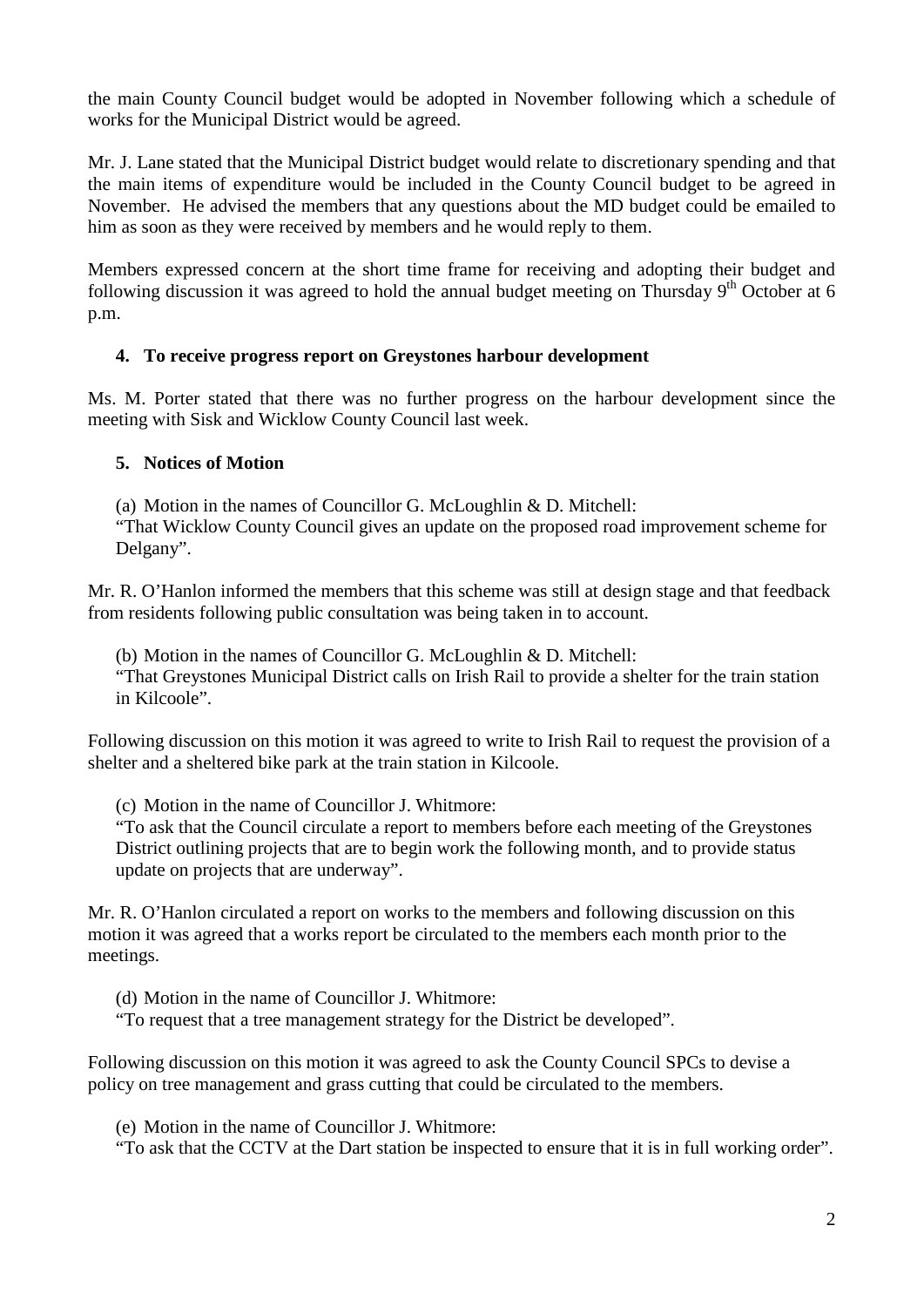the main County Council budget would be adopted in November following which a schedule of works for the Municipal District would be agreed.

Mr. J. Lane stated that the Municipal District budget would relate to discretionary spending and that the main items of expenditure would be included in the County Council budget to be agreed in November. He advised the members that any questions about the MD budget could be emailed to him as soon as they were received by members and he would reply to them.

Members expressed concern at the short time frame for receiving and adopting their budget and following discussion it was agreed to hold the annual budget meeting on Thursday 9th October at 6 p.m.

**4. To receive progress report on Greystones harbour development**

Ms. M. Porter stated that there was no further progress on the harbour development since the meeting with Sisk and Wicklow County Council last week.

**5. Notices of Motion**

(a) Motion in the names of Councillor G. McLoughlin & D. Mitchell:
"That Wicklow County Council gives an update on the proposed road improvement scheme for Delgany".

Mr. R. O'Hanlon informed the members that this scheme was still at design stage and that feedback from residents following public consultation was being taken in to account.

(b) Motion in the names of Councillor G. McLoughlin & D. Mitchell:
"That Greystones Municipal District calls on Irish Rail to provide a shelter for the train station in Kilcoole".

Following discussion on this motion it was agreed to write to Irish Rail to request the provision of a shelter and a sheltered bike park at the train station in Kilcoole.

(c) Motion in the name of Councillor J. Whitmore:
"To ask that the Council circulate a report to members before each meeting of the Greystones District outlining projects that are to begin work the following month, and to provide status update on projects that are underway".

Mr. R. O'Hanlon circulated a report on works to the members and following discussion on this motion it was agreed that a works report be circulated to the members each month prior to the meetings.

(d) Motion in the name of Councillor J. Whitmore:
"To request that a tree management strategy for the District be developed".

Following discussion on this motion it was agreed to ask the County Council SPCs to devise a policy on tree management and grass cutting that could be circulated to the members.

(e) Motion in the name of Councillor J. Whitmore:
"To ask that the CCTV at the Dart station be inspected to ensure that it is in full working order".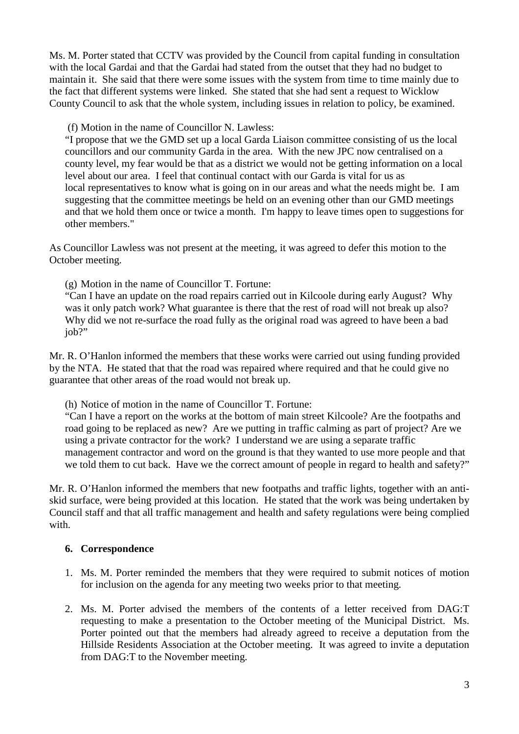Ms. M. Porter stated that CCTV was provided by the Council from capital funding in consultation with the local Gardai and that the Gardai had stated from the outset that they had no budget to maintain it. She said that there were some issues with the system from time to time mainly due to the fact that different systems were linked. She stated that she had sent a request to Wicklow County Council to ask that the whole system, including issues in relation to policy, be examined.

(f) Motion in the name of Councillor N. Lawless:

"I propose that we the GMD set up a local Garda Liaison committee consisting of us the local councillors and our community Garda in the area. With the new JPC now centralised on a county level, my fear would be that as a district we would not be getting information on a local level about our area. I feel that continual contact with our Garda is vital for us as local representatives to know what is going on in our areas and what the needs might be. I am suggesting that the committee meetings be held on an evening other than our GMD meetings and that we hold them once or twice a month. I'm happy to leave times open to suggestions for other members."

As Councillor Lawless was not present at the meeting, it was agreed to defer this motion to the October meeting.

(g) Motion in the name of Councillor T. Fortune:

"Can I have an update on the road repairs carried out in Kilcoole during early August? Why was it only patch work? What guarantee is there that the rest of road will not break up also? Why did we not re-surface the road fully as the original road was agreed to have been a bad job?"

Mr. R. O'Hanlon informed the members that these works were carried out using funding provided by the NTA. He stated that that the road was repaired where required and that he could give no guarantee that other areas of the road would not break up.

(h) Notice of motion in the name of Councillor T. Fortune:

"Can I have a report on the works at the bottom of main street Kilcoole? Are the footpaths and road going to be replaced as new? Are we putting in traffic calming as part of project? Are we using a private contractor for the work? I understand we are using a separate traffic management contractor and word on the ground is that they wanted to use more people and that we told them to cut back. Have we the correct amount of people in regard to health and safety?"

Mr. R. O'Hanlon informed the members that new footpaths and traffic lights, together with an anti-skid surface, were being provided at this location. He stated that the work was being undertaken by Council staff and that all traffic management and health and safety regulations were being complied with.

### 6. Correspondence

1. Ms. M. Porter reminded the members that they were required to submit notices of motion for inclusion on the agenda for any meeting two weeks prior to that meeting.

2. Ms. M. Porter advised the members of the contents of a letter received from DAG:T requesting to make a presentation to the October meeting of the Municipal District. Ms. Porter pointed out that the members had already agreed to receive a deputation from the Hillside Residents Association at the October meeting. It was agreed to invite a deputation from DAG:T to the November meeting.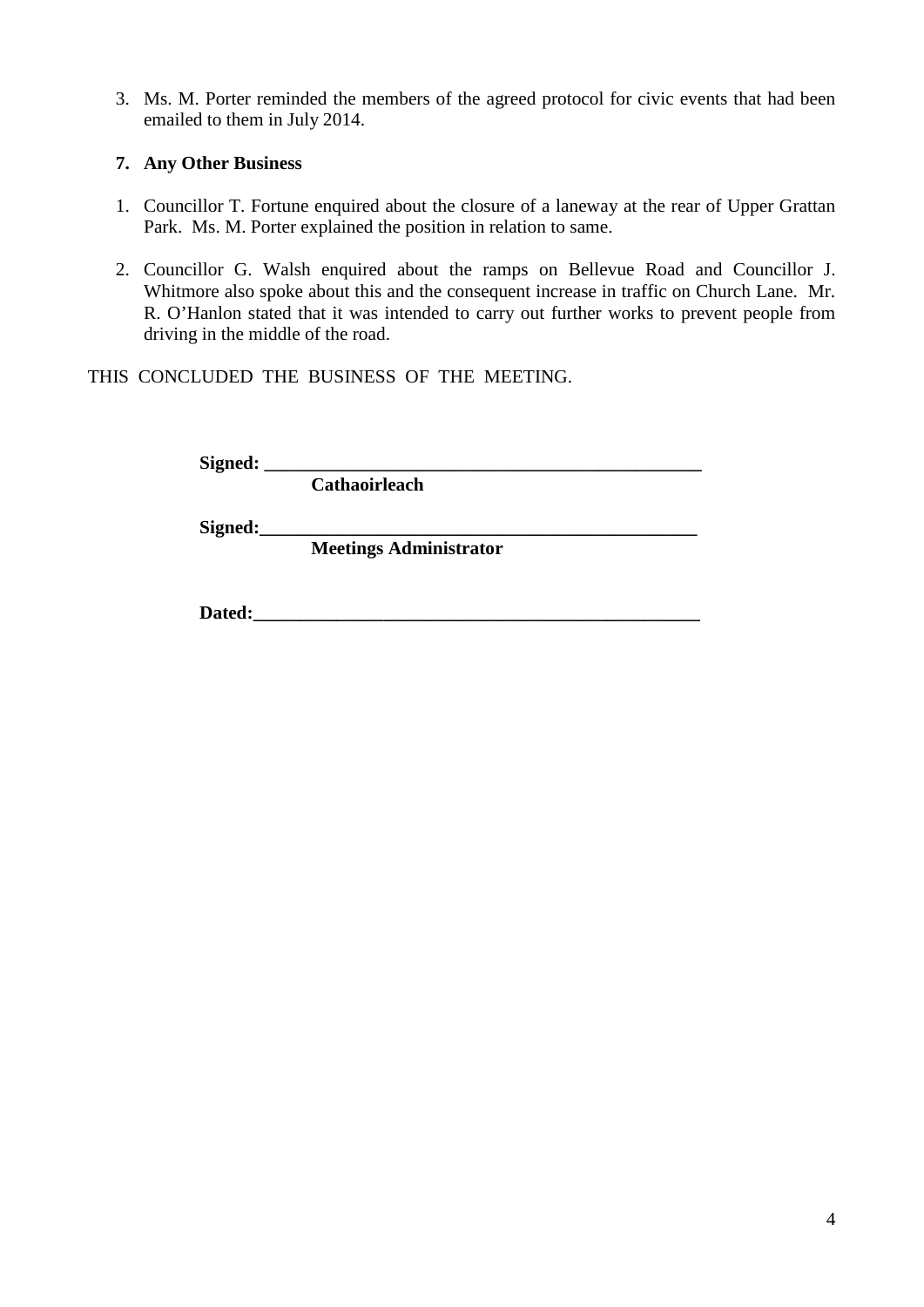3. Ms. M. Porter reminded the members of the agreed protocol for civic events that had been emailed to them in July 2014.

### 7. Any Other Business

1. Councillor T. Fortune enquired about the closure of a laneway at the rear of Upper Grattan Park. Ms. M. Porter explained the position in relation to same.

2. Councillor G. Walsh enquired about the ramps on Bellevue Road and Councillor J. Whitmore also spoke about this and the consequent increase in traffic on Church Lane. Mr. R. O'Hanlon stated that it was intended to carry out further works to prevent people from driving in the middle of the road.

THIS CONCLUDED THE BUSINESS OF THE MEETING.

**Signed: _________________________________________________**
**Cathaoirleach**

**Signed:_________________________________________________**
**Meetings Administrator**

**Dated:_________________________________________________**